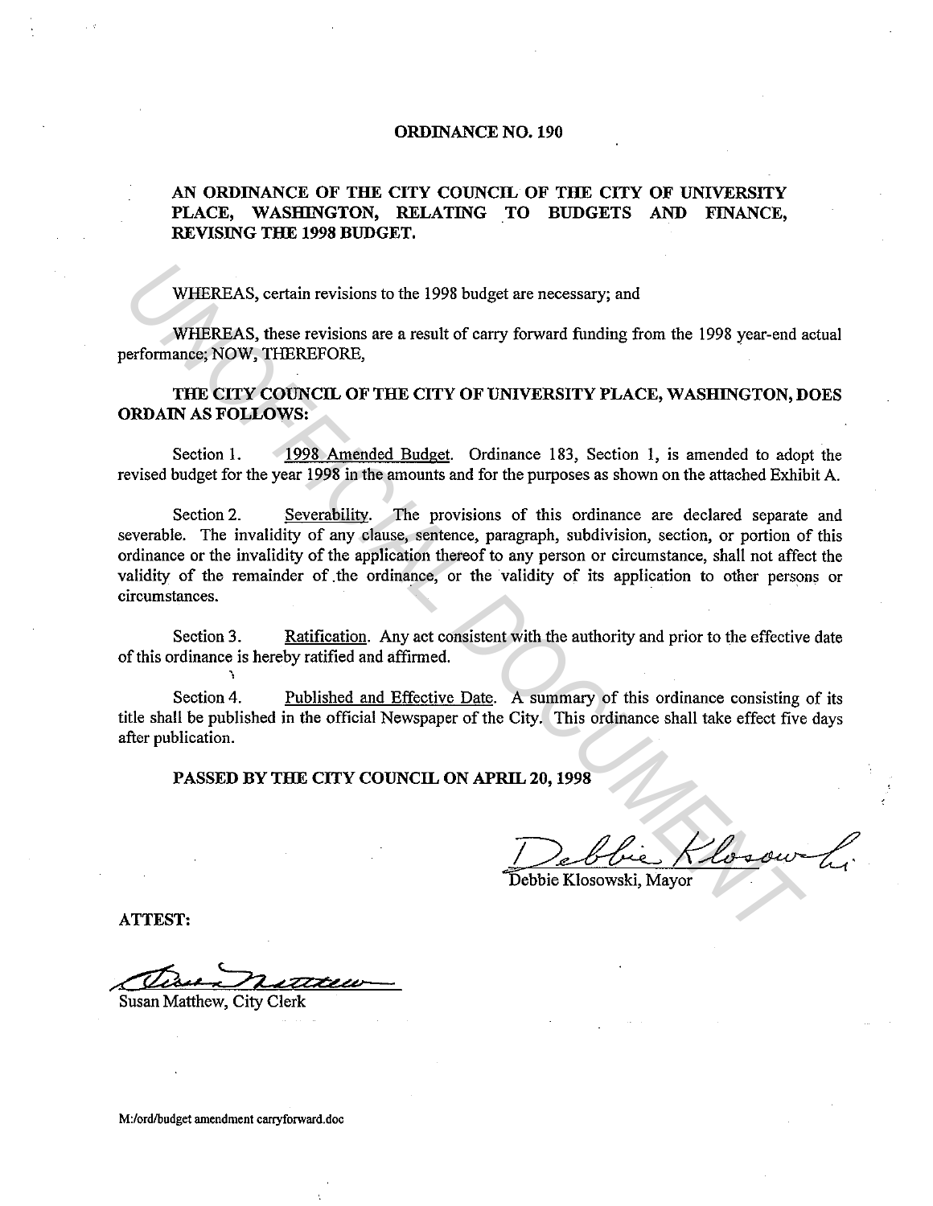# ORDINANCE NO. 190

## AN ORDINANCE OF THE CITY COUNCIL OF THE CITY OF UNIVERSITY PLACE, WASHINGTON, RELATING TO BUDGETS AND FINANCE, REVISING THE 1998 BUDGET.

WHEREAS, certain revisions to the 1998 budget are necessary; and

WHEREAS, these revisions are a result of carry forward funding from the 1998 year-end actual performance; NOW, THEREFORE,

**THE CITY COUNCIL OF THE CITY OF UNIVERSITY PLACE, WASHINGTON, DOES ORDAIN AS FOLLOWS:**

Section 1. 1998 Amended Budget. Ordinance 183, Section 1, is amended to adopt the revised budget for the year 1998 in the amounts and for the purposes as shown on the attached Exhibit A.

Section 2. Severability. The provisions of this ordinance are declared separate and severable. The invalidity of any clause, sentence, paragraph, subdivision, section, or portion of this ordinance or the invalidity of the application thereof to any person or circumstance, shall not affect the validity of the remainder of the ordinance, or the validity of its application to other persons or circumstances.

Section 3. Ratification. Any act consistent with the authority and prior to the effective date of this ordinance is hereby ratified and affirmed.

Section 4. Published and Effective Date. A summary of this ordinance consisting of its title shall be published in the official Newspaper of the City. This ordinance shall take effect five days after publication.

**PASSED BY THE CITY COUNCIL ON APRIL 20, 1998**

Debbie Klosowski, Mayor

**ATTEST:**

Susan Matthew, City Clerk

M:/ord/budget amendment carryforward.doc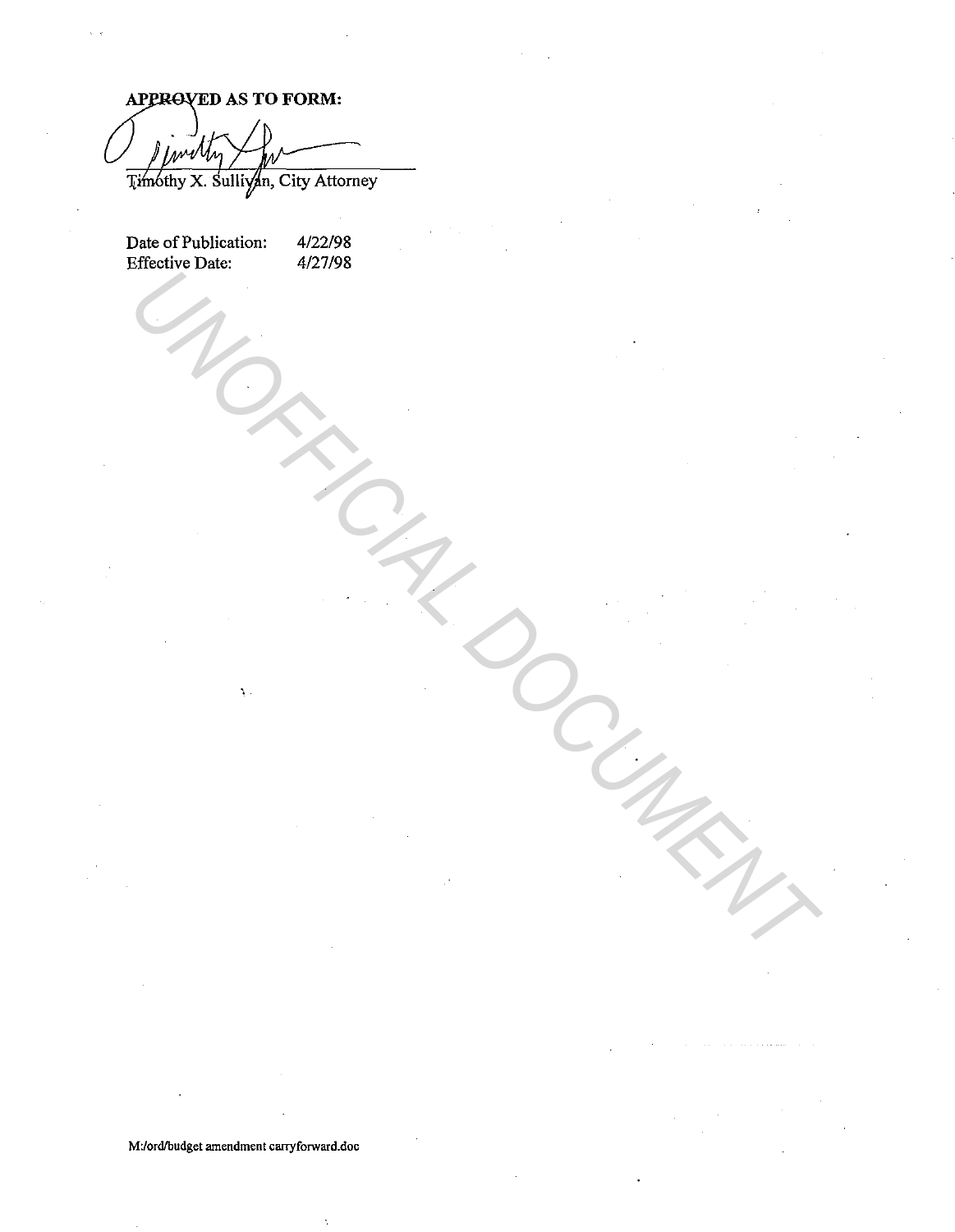**APPROVED AS TO FORM:**

Timothy X. Sullivan, City Attorney

| Date of Publication: | 4/22/98 |
|---|---|
| Effective Date: | 4/27/98 |

M:/ord/budget amendment carryforward.doc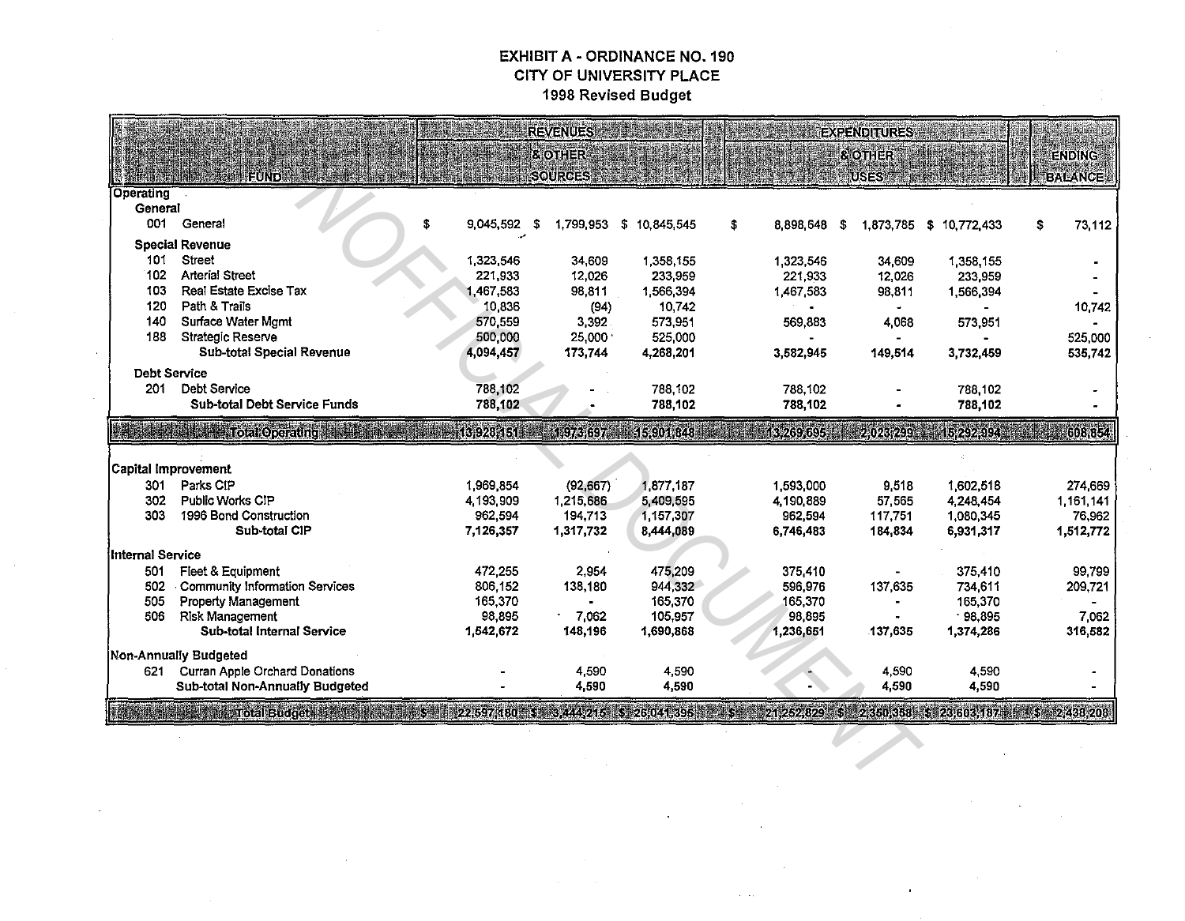# EXHIBIT A - ORDINANCE NO. 190
## CITY OF UNIVERSITY PLACE
### 1998 Revised Budget

| FUND | REVENUES & OTHER SOURCES | | | EXPENDITURES & OTHER USES | | | ENDING BALANCE |
|---|---|---|---|---|---|---|---|
| **Operating** | | | | | | | |
| **General** | | | | | | | |
| 001 General | $ 9,045,592 | $ 1,799,953 | $ 10,845,545 | $ 8,898,648 | $ 1,873,785 | $ 10,772,433 | $ 73,112 |
| **Special Revenue** | | | | | | | |
| 101 Street | 1,323,546 | 34,609 | 1,358,155 | 1,323,546 | 34,609 | 1,358,155 | - |
| 102 Arterial Street | 221,933 | 12,026 | 233,959 | 221,933 | 12,026 | 233,959 | - |
| 103 Real Estate Excise Tax | 1,467,583 | 98,811 | 1,566,394 | 1,467,583 | 98,811 | 1,566,394 | - |
| 120 Path & Trails | 10,836 | (94) | 10,742 | - | - | - | 10,742 |
| 140 Surface Water Mgmt | 570,559 | 3,392 | 573,951 | 569,883 | 4,068 | 573,951 | - |
| 188 Strategic Reserve | 500,000 | 25,000 | 525,000 | - | - | - | 525,000 |
| **Sub-total Special Revenue** | **4,094,457** | **173,744** | **4,268,201** | **3,582,945** | **149,514** | **3,732,459** | **535,742** |
| **Debt Service** | | | | | | | |
| 201 Debt Service | 788,102 | - | 788,102 | 788,102 | - | 788,102 | - |
| **Sub-total Debt Service Funds** | **788,102** | **-** | **788,102** | **788,102** | **-** | **788,102** | **-** |
| **Total Operating** | **13,928,151** | **1,973,697** | **15,901,848** | **13,269,695** | **2,023,299** | **15,292,994** | **608,854** |
| **Capital Improvement** | | | | | | | |
| 301 Parks CIP | 1,969,854 | (92,667) | 1,877,187 | 1,593,000 | 9,518 | 1,602,518 | 274,669 |
| 302 Public Works CIP | 4,193,909 | 1,215,686 | 5,409,595 | 4,190,889 | 57,565 | 4,248,454 | 1,161,141 |
| 303 1996 Bond Construction | 962,594 | 194,713 | 1,157,307 | 962,594 | 117,751 | 1,080,345 | 76,962 |
| **Sub-total CIP** | **7,126,357** | **1,317,732** | **8,444,089** | **6,746,483** | **184,834** | **6,931,317** | **1,512,772** |
| **Internal Service** | | | | | | | |
| 501 Fleet & Equipment | 472,255 | 2,954 | 475,209 | 375,410 | - | 375,410 | 99,799 |
| 502 Community Information Services | 806,152 | 138,180 | 944,332 | 596,976 | 137,635 | 734,611 | 209,721 |
| 505 Property Management | 165,370 | - | 165,370 | 165,370 | - | 165,370 | - |
| 506 Risk Management | 98,895 | 7,062 | 105,957 | 98,895 | - | 98,895 | 7,062 |
| **Sub-total Internal Service** | **1,542,672** | **148,196** | **1,690,868** | **1,236,651** | **137,635** | **1,374,286** | **316,582** |
| **Non-Annually Budgeted** | | | | | | | |
| 621 Curran Apple Orchard Donations | - | 4,590 | 4,590 | - | 4,590 | 4,590 | - |
| **Sub-total Non-Annually Budgeted** | **-** | **4,590** | **4,590** | **-** | **4,590** | **4,590** | **-** |
| **Total Budget** | **$ 22,597,180** | **$ 3,444,215** | **$ 26,041,395** | **$ 21,252,829** | **$ 2,350,358** | **$ 23,603,187** | **$ 2,438,208** |